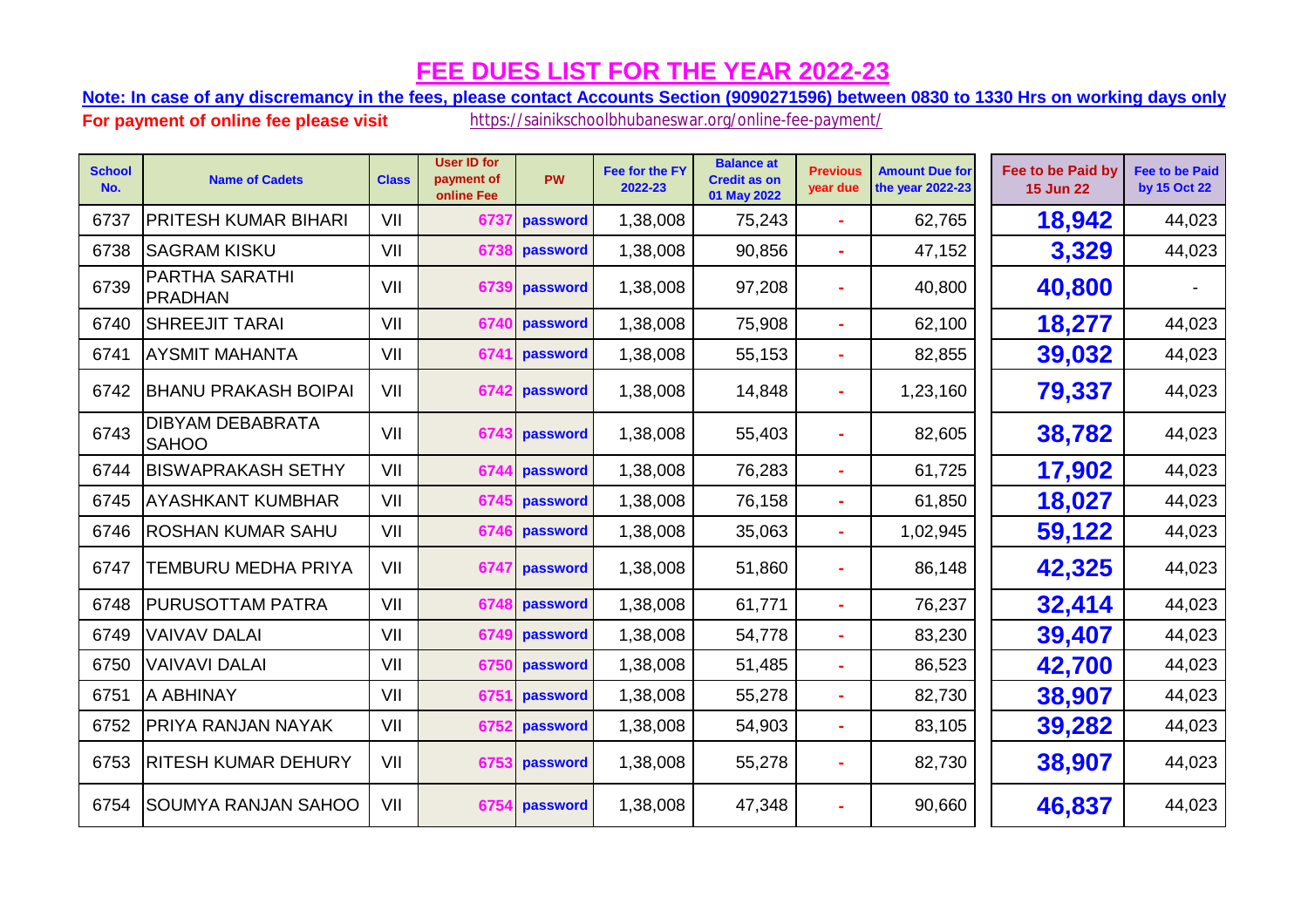# FEE DUES LIST FOR THE YEAR 2022-23

**Note: In case of any discremancy in the fees, please contact Accounts Section (9090271596) between 0830 to 1330 Hrs on working days only**

**For payment of online fee please visit** https://sainikschoolbhubaneswar.org/online-fee-payment/

| School No. | Name of Cadets | Class | User ID for payment of online Fee | PW | Fee for the FY 2022-23 | Balance at Credit as on 01 May 2022 | Previous year due | Amount Due for the year 2022-23 | Fee to be Paid by 15 Jun 22 | Fee to be Paid by 15 Oct 22 |
|---|---|---|---|---|---|---|---|---|---|---|
| 6737 | PRITESH KUMAR BIHARI | VII | 6737 | password | 1,38,008 | 75,243 | - | 62,765 | **18,942** | 44,023 |
| 6738 | SAGRAM KISKU | VII | 6738 | password | 1,38,008 | 90,856 | - | 47,152 | **3,329** | 44,023 |
| 6739 | PARTHA SARATHI PRADHAN | VII | 6739 | password | 1,38,008 | 97,208 | - | 40,800 | **40,800** | - |
| 6740 | SHREEJIT TARAI | VII | 6740 | password | 1,38,008 | 75,908 | - | 62,100 | **18,277** | 44,023 |
| 6741 | AYSMIT MAHANTA | VII | 6741 | password | 1,38,008 | 55,153 | - | 82,855 | **39,032** | 44,023 |
| 6742 | BHANU PRAKASH BOIPAI | VII | 6742 | password | 1,38,008 | 14,848 | - | 1,23,160 | **79,337** | 44,023 |
| 6743 | DIBYAM DEBABRATA SAHOO | VII | 6743 | password | 1,38,008 | 55,403 | - | 82,605 | **38,782** | 44,023 |
| 6744 | BISWAPRAKASH SETHY | VII | 6744 | password | 1,38,008 | 76,283 | - | 61,725 | **17,902** | 44,023 |
| 6745 | AYASHKANT KUMBHAR | VII | 6745 | password | 1,38,008 | 76,158 | - | 61,850 | **18,027** | 44,023 |
| 6746 | ROSHAN KUMAR SAHU | VII | 6746 | password | 1,38,008 | 35,063 | - | 1,02,945 | **59,122** | 44,023 |
| 6747 | TEMBURU MEDHA PRIYA | VII | 6747 | password | 1,38,008 | 51,860 | - | 86,148 | **42,325** | 44,023 |
| 6748 | PURUSOTTAM PATRA | VII | 6748 | password | 1,38,008 | 61,771 | - | 76,237 | **32,414** | 44,023 |
| 6749 | VAIVAV DALAI | VII | 6749 | password | 1,38,008 | 54,778 | - | 83,230 | **39,407** | 44,023 |
| 6750 | VAIVAVI DALAI | VII | 6750 | password | 1,38,008 | 51,485 | - | 86,523 | **42,700** | 44,023 |
| 6751 | A ABHINAY | VII | 6751 | password | 1,38,008 | 55,278 | - | 82,730 | **38,907** | 44,023 |
| 6752 | PRIYA RANJAN NAYAK | VII | 6752 | password | 1,38,008 | 54,903 | - | 83,105 | **39,282** | 44,023 |
| 6753 | RITESH KUMAR DEHURY | VII | 6753 | password | 1,38,008 | 55,278 | - | 82,730 | **38,907** | 44,023 |
| 6754 | SOUMYA RANJAN SAHOO | VII | 6754 | password | 1,38,008 | 47,348 | - | 90,660 | **46,837** | 44,023 |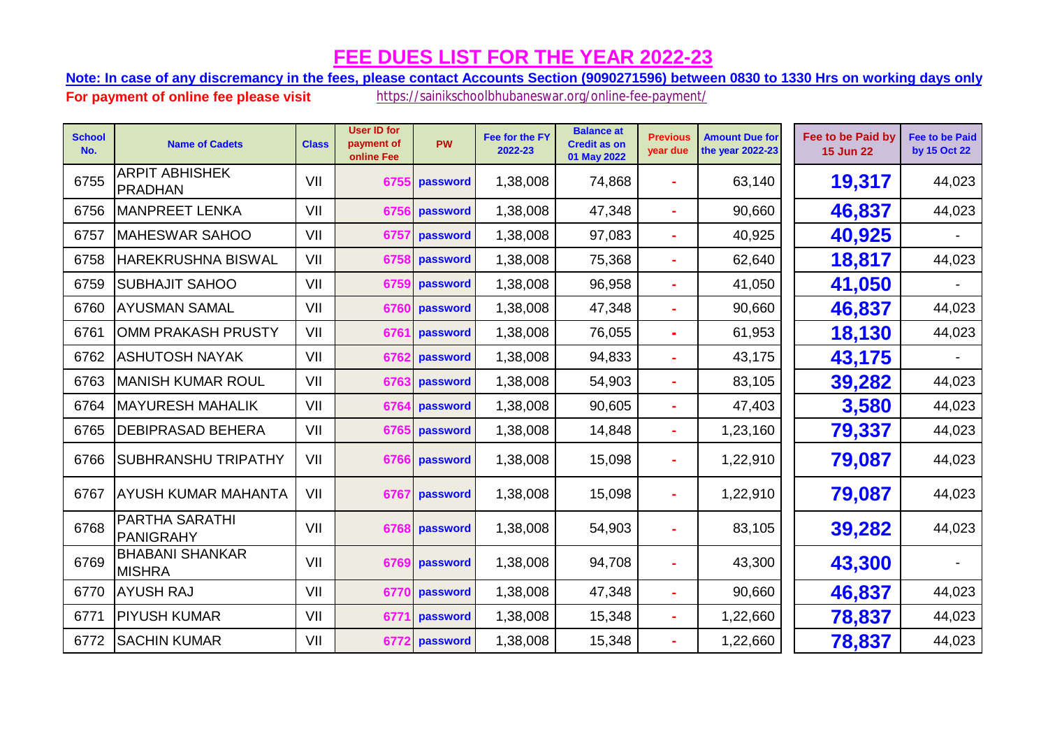# FEE DUES LIST FOR THE YEAR 2022-23

**Note: In case of any discremancy in the fees, please contact Accounts Section (9090271596) between 0830 to 1330 Hrs on working days only**

**For payment of online fee please visit** https://sainikschoolbhubaneswar.org/online-fee-payment/

| School No. | Name of Cadets | Class | User ID for payment of online Fee | PW | Fee for the FY 2022-23 | Balance at Credit as on 01 May 2022 | Previous year due | Amount Due for the year 2022-23 | Fee to be Paid by 15 Jun 22 | Fee to be Paid by 15 Oct 22 |
|---|---|---|---|---|---|---|---|---|---|---|
| 6755 | ARPIT ABHISHEK PRADHAN | VII | 6755 | password | 1,38,008 | 74,868 | - | 63,140 | 19,317 | 44,023 |
| 6756 | MANPREET LENKA | VII | 6756 | password | 1,38,008 | 47,348 | - | 90,660 | 46,837 | 44,023 |
| 6757 | MAHESWAR SAHOO | VII | 6757 | password | 1,38,008 | 97,083 | - | 40,925 | 40,925 | - |
| 6758 | HAREKRUSHNA BISWAL | VII | 6758 | password | 1,38,008 | 75,368 | - | 62,640 | 18,817 | 44,023 |
| 6759 | SUBHAJIT SAHOO | VII | 6759 | password | 1,38,008 | 96,958 | - | 41,050 | 41,050 | - |
| 6760 | AYUSMAN SAMAL | VII | 6760 | password | 1,38,008 | 47,348 | - | 90,660 | 46,837 | 44,023 |
| 6761 | OMM PRAKASH PRUSTY | VII | 6761 | password | 1,38,008 | 76,055 | - | 61,953 | 18,130 | 44,023 |
| 6762 | ASHUTOSH NAYAK | VII | 6762 | password | 1,38,008 | 94,833 | - | 43,175 | 43,175 | - |
| 6763 | MANISH KUMAR ROUL | VII | 6763 | password | 1,38,008 | 54,903 | - | 83,105 | 39,282 | 44,023 |
| 6764 | MAYURESH MAHALIK | VII | 6764 | password | 1,38,008 | 90,605 | - | 47,403 | 3,580 | 44,023 |
| 6765 | DEBIPRASAD BEHERA | VII | 6765 | password | 1,38,008 | 14,848 | - | 1,23,160 | 79,337 | 44,023 |
| 6766 | SUBHRANSHU TRIPATHY | VII | 6766 | password | 1,38,008 | 15,098 | - | 1,22,910 | 79,087 | 44,023 |
| 6767 | AYUSH KUMAR MAHANTA | VII | 6767 | password | 1,38,008 | 15,098 | - | 1,22,910 | 79,087 | 44,023 |
| 6768 | PARTHA SARATHI PANIGRAHY | VII | 6768 | password | 1,38,008 | 54,903 | - | 83,105 | 39,282 | 44,023 |
| 6769 | BHABANI SHANKAR MISHRA | VII | 6769 | password | 1,38,008 | 94,708 | - | 43,300 | 43,300 | - |
| 6770 | AYUSH RAJ | VII | 6770 | password | 1,38,008 | 47,348 | - | 90,660 | 46,837 | 44,023 |
| 6771 | PIYUSH KUMAR | VII | 6771 | password | 1,38,008 | 15,348 | - | 1,22,660 | 78,837 | 44,023 |
| 6772 | SACHIN KUMAR | VII | 6772 | password | 1,38,008 | 15,348 | - | 1,22,660 | 78,837 | 44,023 |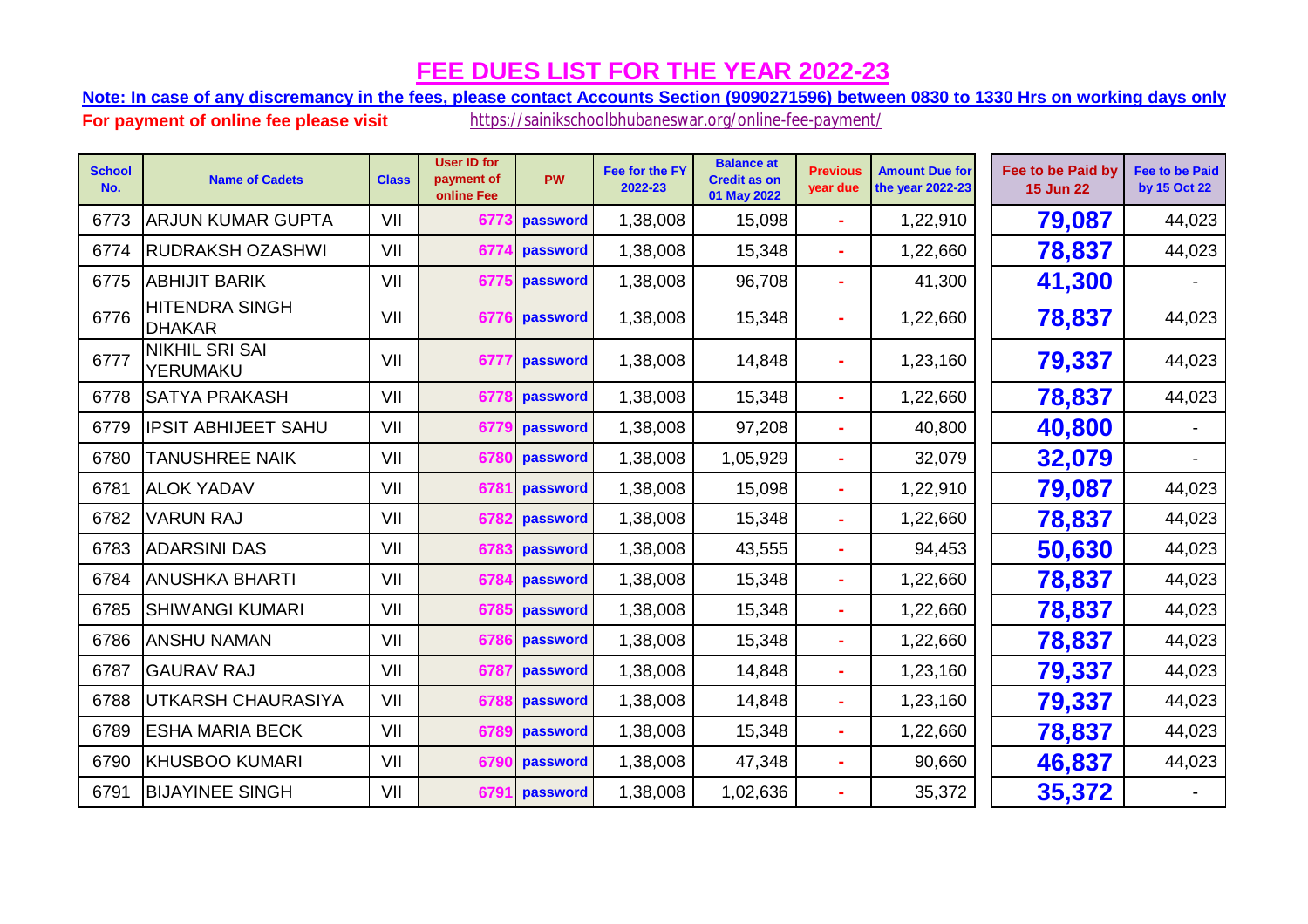# FEE DUES LIST FOR THE YEAR 2022-23

**Note: In case of any discremancy in the fees, please contact Accounts Section (9090271596) between 0830 to 1330 Hrs on working days only**

**For payment of online fee please visit** https://sainikschoolbhubaneswar.org/online-fee-payment/

| School No. | Name of Cadets | Class | User ID for payment of online Fee | PW | Fee for the FY 2022-23 | Balance at Credit as on 01 May 2022 | Previous year due | Amount Due for the year 2022-23 | Fee to be Paid by 15 Jun 22 | Fee to be Paid by 15 Oct 22 |
|---|---|---|---|---|---|---|---|---|---|---|
| 6773 | ARJUN KUMAR GUPTA | VII | 6773 | password | 1,38,008 | 15,098 | - | 1,22,910 | **79,087** | 44,023 |
| 6774 | RUDRAKSH OZASHWI | VII | 6774 | password | 1,38,008 | 15,348 | - | 1,22,660 | **78,837** | 44,023 |
| 6775 | ABHIJIT BARIK | VII | 6775 | password | 1,38,008 | 96,708 | - | 41,300 | **41,300** | - |
| 6776 | HITENDRA SINGH DHAKAR | VII | 6776 | password | 1,38,008 | 15,348 | - | 1,22,660 | **78,837** | 44,023 |
| 6777 | NIKHIL SRI SAI YERUMAKU | VII | 6777 | password | 1,38,008 | 14,848 | - | 1,23,160 | **79,337** | 44,023 |
| 6778 | SATYA PRAKASH | VII | 6778 | password | 1,38,008 | 15,348 | - | 1,22,660 | **78,837** | 44,023 |
| 6779 | IPSIT ABHIJEET SAHU | VII | 6779 | password | 1,38,008 | 97,208 | - | 40,800 | **40,800** | - |
| 6780 | TANUSHREE NAIK | VII | 6780 | password | 1,38,008 | 1,05,929 | - | 32,079 | **32,079** | - |
| 6781 | ALOK YADAV | VII | 6781 | password | 1,38,008 | 15,098 | - | 1,22,910 | **79,087** | 44,023 |
| 6782 | VARUN RAJ | VII | 6782 | password | 1,38,008 | 15,348 | - | 1,22,660 | **78,837** | 44,023 |
| 6783 | ADARSINI DAS | VII | 6783 | password | 1,38,008 | 43,555 | - | 94,453 | **50,630** | 44,023 |
| 6784 | ANUSHKA BHARTI | VII | 6784 | password | 1,38,008 | 15,348 | - | 1,22,660 | **78,837** | 44,023 |
| 6785 | SHIWANGI KUMARI | VII | 6785 | password | 1,38,008 | 15,348 | - | 1,22,660 | **78,837** | 44,023 |
| 6786 | ANSHU NAMAN | VII | 6786 | password | 1,38,008 | 15,348 | - | 1,22,660 | **78,837** | 44,023 |
| 6787 | GAURAV RAJ | VII | 6787 | password | 1,38,008 | 14,848 | - | 1,23,160 | **79,337** | 44,023 |
| 6788 | UTKARSH CHAURASIYA | VII | 6788 | password | 1,38,008 | 14,848 | - | 1,23,160 | **79,337** | 44,023 |
| 6789 | ESHA MARIA BECK | VII | 6789 | password | 1,38,008 | 15,348 | - | 1,22,660 | **78,837** | 44,023 |
| 6790 | KHUSBOO KUMARI | VII | 6790 | password | 1,38,008 | 47,348 | - | 90,660 | **46,837** | 44,023 |
| 6791 | BIJAYINEE SINGH | VII | 6791 | password | 1,38,008 | 1,02,636 | - | 35,372 | **35,372** | - |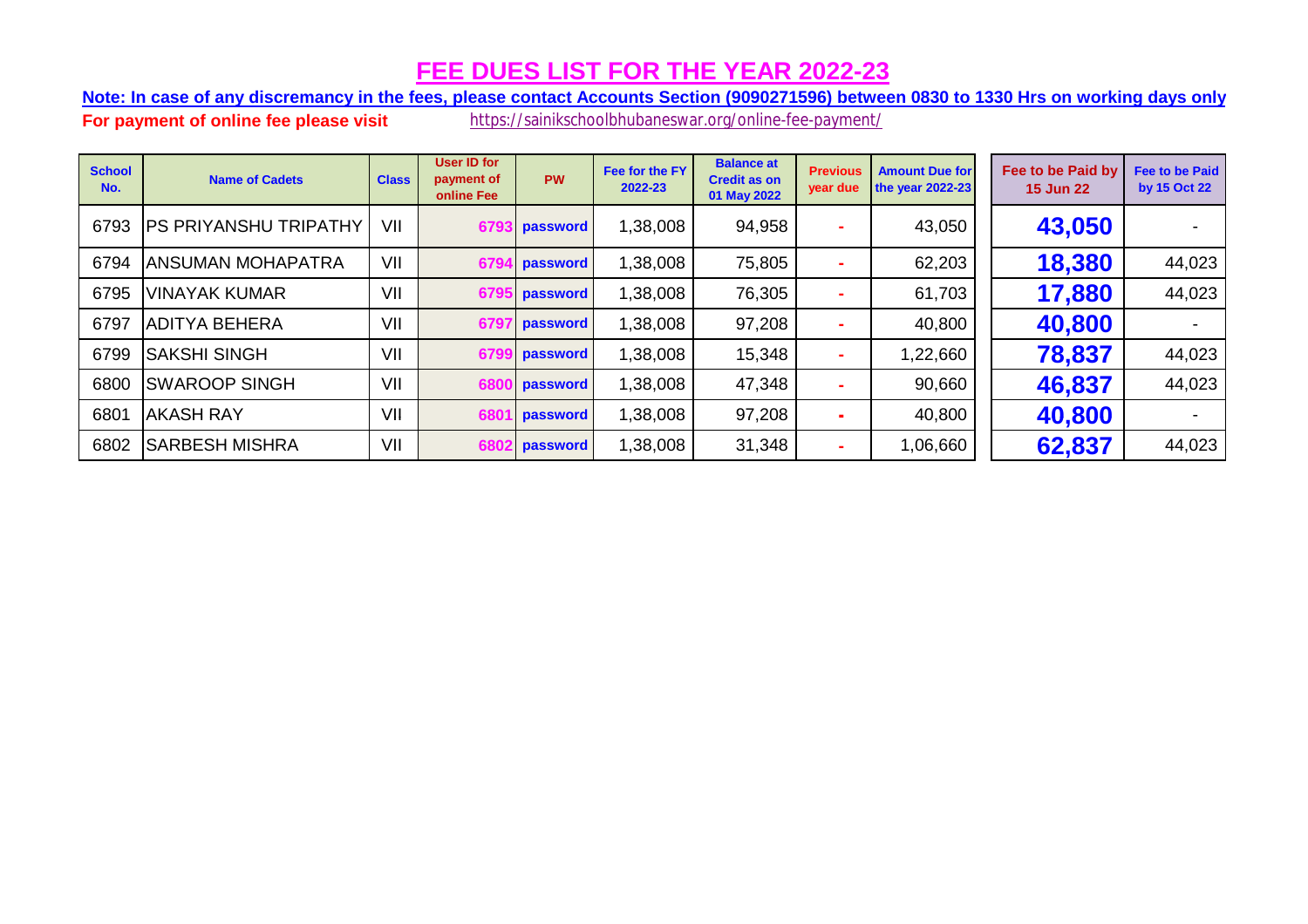# FEE DUES LIST FOR THE YEAR 2022-23

**Note: In case of any discremancy in the fees, please contact Accounts Section (9090271596) between 0830 to 1330 Hrs on working days only**

**For payment of online fee please visit** https://sainikschoolbhubaneswar.org/online-fee-payment/

| School No. | Name of Cadets | Class | User ID for payment of online Fee | PW | Fee for the FY 2022-23 | Balance at Credit as on 01 May 2022 | Previous year due | Amount Due for the year 2022-23 | Fee to be Paid by 15 Jun 22 | Fee to be Paid by 15 Oct 22 |
|---|---|---|---|---|---|---|---|---|---|---|
| 6793 | PS PRIYANSHU TRIPATHY | VII | 6793 | password | 1,38,008 | 94,958 | - | 43,050 | **43,050** | - |
| 6794 | ANSUMAN MOHAPATRA | VII | 6794 | password | 1,38,008 | 75,805 | - | 62,203 | **18,380** | 44,023 |
| 6795 | VINAYAK KUMAR | VII | 6795 | password | 1,38,008 | 76,305 | - | 61,703 | **17,880** | 44,023 |
| 6797 | ADITYA BEHERA | VII | 6797 | password | 1,38,008 | 97,208 | - | 40,800 | **40,800** | - |
| 6799 | SAKSHI SINGH | VII | 6799 | password | 1,38,008 | 15,348 | - | 1,22,660 | **78,837** | 44,023 |
| 6800 | SWAROOP SINGH | VII | 6800 | password | 1,38,008 | 47,348 | - | 90,660 | **46,837** | 44,023 |
| 6801 | AKASH RAY | VII | 6801 | password | 1,38,008 | 97,208 | - | 40,800 | **40,800** | - |
| 6802 | SARBESH MISHRA | VII | 6802 | password | 1,38,008 | 31,348 | - | 1,06,660 | **62,837** | 44,023 |